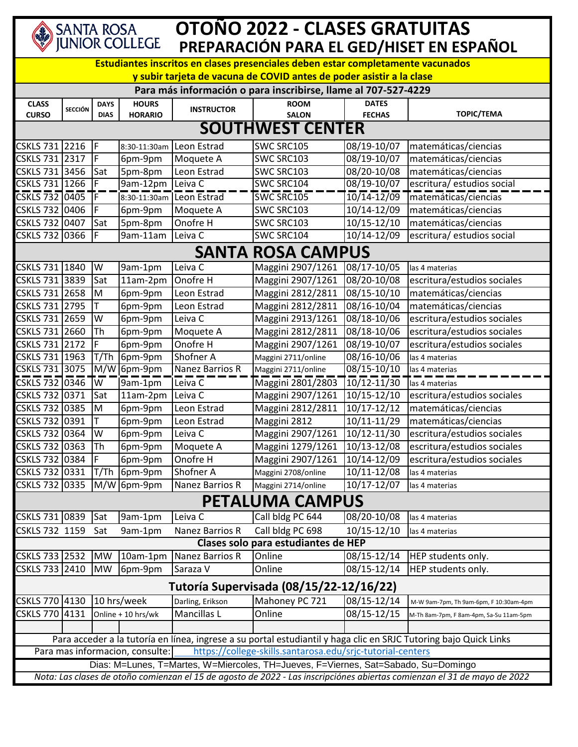# OTOÑO 2022 - CLASES GRATUITAS

## PREPARACIÓN PARA EL GED/HISET EN ESPAÑOL

**Estudiantes inscritos en clases presenciales deben estar completamente vacunados y subir tarjeta de vacuna de COVID antes de poder asistir a la clase**

**Para más información o para inscribirse, llame al 707-527-4229**

| CLASS CURSO | SECCIÓN | DAYS DIAS | HOURS HORARIO | INSTRUCTOR | ROOM SALON | DATES FECHAS | TOPIC/TEMA |
|---|---|---|---|---|---|---|---|
| **SOUTHWEST CENTER** | | | | | | | |
| CSKLS 731 | 2216 | F | 8:30-11:30am | Leon Estrad | SWC SRC105 | 08/19-10/07 | matemáticas/ciencias |
| CSKLS 731 | 2317 | F | 6pm-9pm | Moquete A | SWC SRC103 | 08/19-10/07 | matemáticas/ciencias |
| CSKLS 731 | 3456 | Sat | 5pm-8pm | Leon Estrad | SWC SRC103 | 08/20-10/08 | matemáticas/ciencias |
| CSKLS 731 | 1266 | F | 9am-12pm | Leiva C | SWC SRC104 | 08/19-10/07 | escritura/ estudios social |
| CSKLS 732 | 0405 | F | 8:30-11:30am | Leon Estrad | SWC SRC105 | 10/14-12/09 | matemáticas/ciencias |
| CSKLS 732 | 0406 | F | 6pm-9pm | Moquete A | SWC SRC103 | 10/14-12/09 | matemáticas/ciencias |
| CSKLS 732 | 0407 | Sat | 5pm-8pm | Onofre H | SWC SRC103 | 10/15-12/10 | matemáticas/ciencias |
| CSKLS 732 | 0366 | F | 9am-11am | Leiva C | SWC SRC104 | 10/14-12/09 | escritura/ estudios social |
| **SANTA ROSA CAMPUS** | | | | | | | |
| CSKLS 731 | 1840 | W | 9am-1pm | Leiva C | Maggini 2907/1261 | 08/17-10/05 | las 4 materias |
| CSKLS 731 | 3839 | Sat | 11am-2pm | Onofre H | Maggini 2907/1261 | 08/20-10/08 | escritura/estudios sociales |
| CSKLS 731 | 2658 | M | 6pm-9pm | Leon Estrad | Maggini 2812/2811 | 08/15-10/10 | matemáticas/ciencias |
| CSKLS 731 | 2795 | T | 6pm-9pm | Leon Estrad | Maggini 2812/2811 | 08/16-10/04 | matemáticas/ciencias |
| CSKLS 731 | 2659 | W | 6pm-9pm | Leiva C | Maggini 2913/1261 | 08/18-10/06 | escritura/estudios sociales |
| CSKLS 731 | 2660 | Th | 6pm-9pm | Moquete A | Maggini 2812/2811 | 08/18-10/06 | escritura/estudios sociales |
| CSKLS 731 | 2172 | F | 6pm-9pm | Onofre H | Maggini 2907/1261 | 08/19-10/07 | escritura/estudios sociales |
| CSKLS 731 | 1963 | T/Th | 6pm-9pm | Shofner A | Maggini 2711/online | 08/16-10/06 | las 4 materias |
| CSKLS 731 | 3075 | M/W | 6pm-9pm | Nanez Barrios R | Maggini 2711/online | 08/15-10/10 | las 4 materias |
| CSKLS 732 | 0346 | W | 9am-1pm | Leiva C | Maggini 2801/2803 | 10/12-11/30 | las 4 materias |
| CSKLS 732 | 0371 | Sat | 11am-2pm | Leiva C | Maggini 2907/1261 | 10/15-12/10 | escritura/estudios sociales |
| CSKLS 732 | 0385 | M | 6pm-9pm | Leon Estrad | Maggini 2812/2811 | 10/17-12/12 | matemáticas/ciencias |
| CSKLS 732 | 0391 | T | 6pm-9pm | Leon Estrad | Maggini 2812 | 10/11-11/29 | matemáticas/ciencias |
| CSKLS 732 | 0364 | W | 6pm-9pm | Leiva C | Maggini 2907/1261 | 10/12-11/30 | escritura/estudios sociales |
| CSKLS 732 | 0363 | Th | 6pm-9pm | Moquete A | Maggini 1279/1261 | 10/13-12/08 | escritura/estudios sociales |
| CSKLS 732 | 0384 | F | 6pm-9pm | Onofre H | Maggini 2907/1261 | 10/14-12/09 | escritura/estudios sociales |
| CSKLS 732 | 0331 | T/Th | 6pm-9pm | Shofner A | Maggini 2708/online | 10/11-12/08 | las 4 materias |
| CSKLS 732 | 0335 | M/W | 6pm-9pm | Nanez Barrios R | Maggini 2714/online | 10/17-12/07 | las 4 materias |
| **PETALUMA CAMPUS** | | | | | | | |
| CSKLS 731 | 0839 | Sat | 9am-1pm | Leiva C | Call bldg PC 644 | 08/20-10/08 | las 4 materias |
| CSKLS 732 | 1159 | Sat | 9am-1pm | Nanez Barrios R | Call bldg PC 698 | 10/15-12/10 | las 4 materias |
| **Clases solo para estudiantes de HEP** | | | | | | | |
| CSKLS 733 | 2532 | MW | 10am-1pm | Nanez Barrios R | Online | 08/15-12/14 | HEP students only. |
| CSKLS 733 | 2410 | MW | 6pm-9pm | Saraza V | Online | 08/15-12/14 | HEP students only. |
| **Tutoría Supervisada (08/15/22-12/16/22)** | | | | | | | |
| CSKLS 770 | 4130 | 10 hrs/week | | Darling, Erikson | Mahoney PC 721 | 08/15-12/14 | M-W 9am-7pm, Th 9am-6pm, F 10:30am-4pm |
| CSKLS 770 | 4131 | Online + 10 hrs/wk | | Mancillas L | Online | 08/15-12/15 | M-Th 8am-7pm, F 8am-4pm, Sa-Su 11am-5pm |

Para acceder a la tutoría en línea, ingrese a su portal estudiantil y haga clic en SRJC Tutoring bajo Quick Links

Para mas informacion, consulte: https://college-skills.santarosa.edu/srjc-tutorial-centers

Dias: M=Lunes, T=Martes, W=Miercoles, TH=Jueves, F=Viernes, Sat=Sabado, Su=Domingo

*Nota: Las clases de otoño comienzan el 15 de agosto de 2022 - Las inscripciónes abiertas comienzan el 31 de mayo de 2022*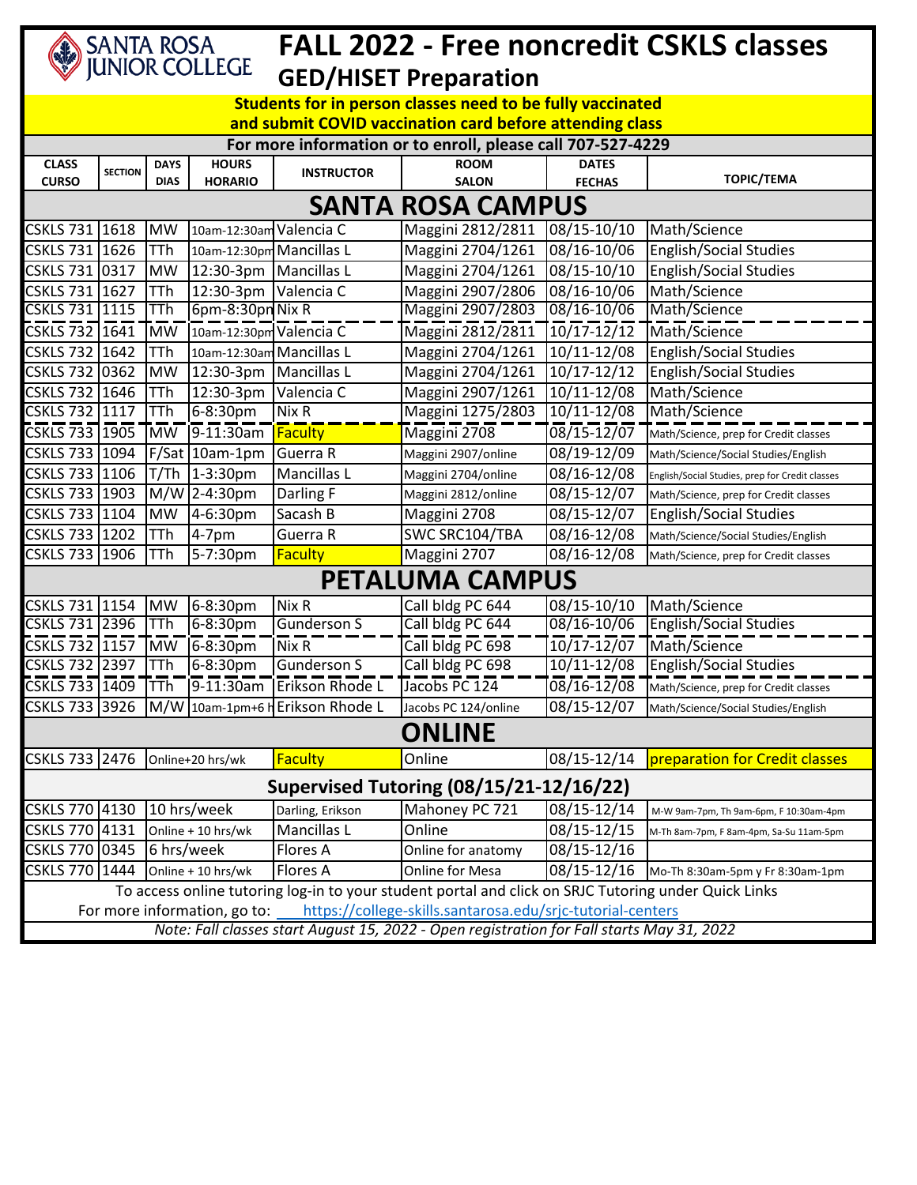# FALL 2022 - Free noncredit CSKLS classes

## GED/HISET Preparation

**Students for in person classes need to be fully vaccinated and submit COVID vaccination card before attending class**

**For more information or to enroll, please call 707-527-4229**

| CLASS CURSO | SECTION | DAYS DIAS | HOURS HORARIO | INSTRUCTOR | ROOM SALON | DATES FECHAS | TOPIC/TEMA |
|---|---|---|---|---|---|---|---|
| **SANTA ROSA CAMPUS** | | | | | | | |
| CSKLS 731 | 1618 | MW | 10am-12:30am | Valencia C | Maggini 2812/2811 | 08/15-10/10 | Math/Science |
| CSKLS 731 | 1626 | TTh | 10am-12:30pm | Mancillas L | Maggini 2704/1261 | 08/16-10/06 | English/Social Studies |
| CSKLS 731 | 0317 | MW | 12:30-3pm | Mancillas L | Maggini 2704/1261 | 08/15-10/10 | English/Social Studies |
| CSKLS 731 | 1627 | TTh | 12:30-3pm | Valencia C | Maggini 2907/2806 | 08/16-10/06 | Math/Science |
| CSKLS 731 | 1115 | TTh | 6pm-8:30pm | Nix R | Maggini 2907/2803 | 08/16-10/06 | Math/Science |
| CSKLS 732 | 1641 | MW | 10am-12:30pm | Valencia C | Maggini 2812/2811 | 10/17-12/12 | Math/Science |
| CSKLS 732 | 1642 | TTh | 10am-12:30am | Mancillas L | Maggini 2704/1261 | 10/11-12/08 | English/Social Studies |
| CSKLS 732 | 0362 | MW | 12:30-3pm | Mancillas L | Maggini 2704/1261 | 10/17-12/12 | English/Social Studies |
| CSKLS 732 | 1646 | TTh | 12:30-3pm | Valencia C | Maggini 2907/1261 | 10/11-12/08 | Math/Science |
| CSKLS 732 | 1117 | TTh | 6-8:30pm | Nix R | Maggini 1275/2803 | 10/11-12/08 | Math/Science |
| CSKLS 733 | 1905 | MW | 9-11:30am | Faculty | Maggini 2708 | 08/15-12/07 | Math/Science, prep for Credit classes |
| CSKLS 733 | 1094 | F/Sat | 10am-1pm | Guerra R | Maggini 2907/online | 08/19-12/09 | Math/Science/Social Studies/English |
| CSKLS 733 | 1106 | T/Th | 1-3:30pm | Mancillas L | Maggini 2704/online | 08/16-12/08 | English/Social Studies, prep for Credit classes |
| CSKLS 733 | 1903 | M/W | 2-4:30pm | Darling F | Maggini 2812/online | 08/15-12/07 | Math/Science, prep for Credit classes |
| CSKLS 733 | 1104 | MW | 4-6:30pm | Sacash B | Maggini 2708 | 08/15-12/07 | English/Social Studies |
| CSKLS 733 | 1202 | TTh | 4-7pm | Guerra R | SWC SRC104/TBA | 08/16-12/08 | Math/Science/Social Studies/English |
| CSKLS 733 | 1906 | TTh | 5-7:30pm | Faculty | Maggini 2707 | 08/16-12/08 | Math/Science, prep for Credit classes |
| **PETALUMA CAMPUS** | | | | | | | |
| CSKLS 731 | 1154 | MW | 6-8:30pm | Nix R | Call bldg PC 644 | 08/15-10/10 | Math/Science |
| CSKLS 731 | 2396 | TTh | 6-8:30pm | Gunderson S | Call bldg PC 644 | 08/16-10/06 | English/Social Studies |
| CSKLS 732 | 1157 | MW | 6-8:30pm | Nix R | Call bldg PC 698 | 10/17-12/07 | Math/Science |
| CSKLS 732 | 2397 | TTh | 6-8:30pm | Gunderson S | Call bldg PC 698 | 10/11-12/08 | English/Social Studies |
| CSKLS 733 | 1409 | TTh | 9-11:30am | Erikson Rhode L | Jacobs PC 124 | 08/16-12/08 | Math/Science, prep for Credit classes |
| CSKLS 733 | 3926 | M/W | 10am-1pm+6 h | Erikson Rhode L | Jacobs PC 124/online | 08/15-12/07 | Math/Science/Social Studies/English |
| **ONLINE** | | | | | | | |
| CSKLS 733 | 2476 | Online+20 hrs/wk | | Faculty | Online | 08/15-12/14 | preparation for Credit classes |
| **Supervised Tutoring (08/15/21-12/16/22)** | | | | | | | |
| CSKLS 770 | 4130 | 10 hrs/week | | Darling, Erikson | Mahoney PC 721 | 08/15-12/14 | M-W 9am-7pm, Th 9am-6pm, F 10:30am-4pm |
| CSKLS 770 | 4131 | Online + 10 hrs/wk | | Mancillas L | Online | 08/15-12/15 | M-Th 8am-7pm, F 8am-4pm, Sa-Su 11am-5pm |
| CSKLS 770 | 0345 | 6 hrs/week | | Flores A | Online for anatomy | 08/15-12/16 | |
| CSKLS 770 | 1444 | Online + 10 hrs/wk | | Flores A | Online for Mesa | 08/15-12/16 | Mo-Th 8:30am-5pm y Fr 8:30am-1pm |

To access online tutoring log-in to your student portal and click on SRJC Tutoring under Quick Links

For more information, go to: https://college-skills.santarosa.edu/srjc-tutorial-centers

*Note: Fall classes start August 15, 2022 - Open registration for Fall starts May 31, 2022*